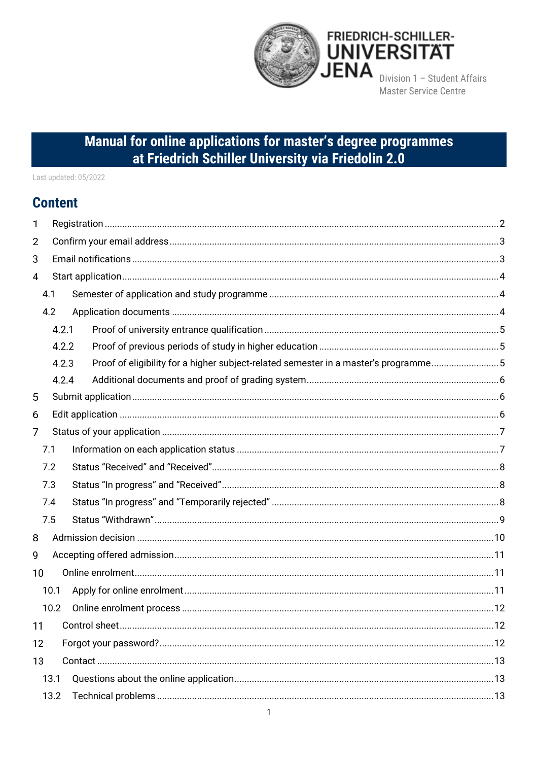FRIEDRICH-SCHILLER-UNIVERSITÄT JENA

Division 1 – Student Affairs
Master Service Centre

# Manual for online applications for master's degree programmes at Friedrich Schiller University via Friedolin 2.0

Last updated: 05/2022

## Content

1 Registration ..... 2
2 Confirm your email address ..... 3
3 Email notifications ..... 3
4 Start application ..... 4
  4.1 Semester of application and study programme ..... 4
  4.2 Application documents ..... 4
    4.2.1 Proof of university entrance qualification ..... 5
    4.2.2 Proof of previous periods of study in higher education ..... 5
    4.2.3 Proof of eligibility for a higher subject-related semester in a master's programme ..... 5
    4.2.4 Additional documents and proof of grading system ..... 6
5 Submit application ..... 6
6 Edit application ..... 6
7 Status of your application ..... 7
  7.1 Information on each application status ..... 7
  7.2 Status "Received" and "Received" ..... 8
  7.3 Status "In progress" and "Received" ..... 8
  7.4 Status "In progress" and "Temporarily rejected" ..... 8
  7.5 Status "Withdrawn" ..... 9
8 Admission decision ..... 10
9 Accepting offered admission ..... 11
10 Online enrolment ..... 11
  10.1 Apply for online enrolment ..... 11
  10.2 Online enrolment process ..... 12
11 Control sheet ..... 12
12 Forgot your password? ..... 12
13 Contact ..... 13
  13.1 Questions about the online application ..... 13
  13.2 Technical problems ..... 13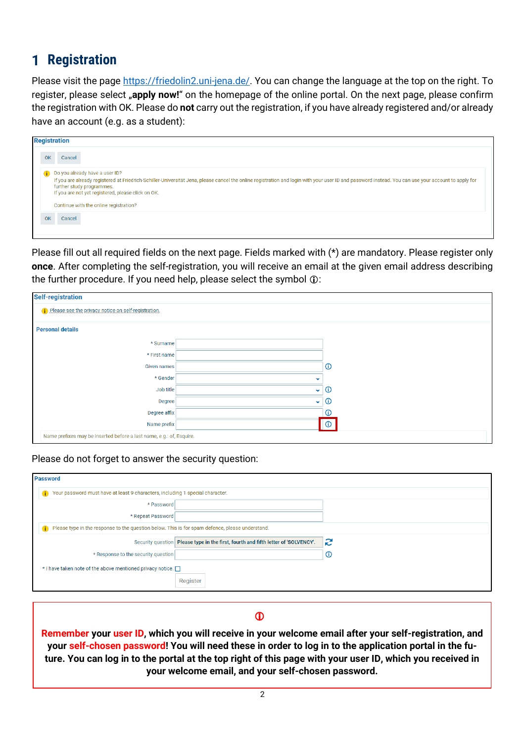# 1 Registration

Please visit the page https://friedolin2.uni-jena.de/. You can change the language at the top on the right. To register, please select „**apply now!**" on the homepage of the online portal. On the next page, please confirm the registration with OK. Please do **not** carry out the registration, if you have already registered and/or already have an account (e.g. as a student):

**Registration**

OK Cancel

Do you already have a user ID?
If you are already registered at Friedrich-Schiller-Universität Jena, please cancel the online registration and login with your user ID and password instead. You can use your account to apply for further study programmes.
If you are not yet registered, please click on OK.

Continue with the online registration?

OK Cancel

Please fill out all required fields on the next page. Fields marked with (*) are mandatory. Please register only **once**. After completing the self-registration, you will receive an email at the given email address describing the further procedure. If you need help, please select the symbol ⓘ:

**Self-registration**

Please see the privacy notice on self-registration.

**Personal details**

- * Surname
- * First name
- Given names ⓘ
- * Gender
- Job title ⓘ
- Degree ⓘ
- Degree affix ⓘ
- Name prefix ⓘ

Name prefixes may be inserted before a last name, e.g.: of, Esquire.

Please do not forget to answer the security question:

**Password**

Your password must have at least 9 characters, including 1 special character.

- * Password
- * Repeat Password

Please type in the response to the question below. This is for spam defence, please understand.

- Security question: Please type in the first, fourth and fifth letter of 'SOLVENCY'.
- * Response to the security question ⓘ

* I have taken note of the above mentioned privacy notice. ☐

Register

ⓘ

**Remember your user ID, which you will receive in your welcome email after your self-registration, and your self-chosen password! You will need these in order to log in to the application portal in the future. You can log in to the portal at the top right of this page with your user ID, which you received in your welcome email, and your self-chosen password.**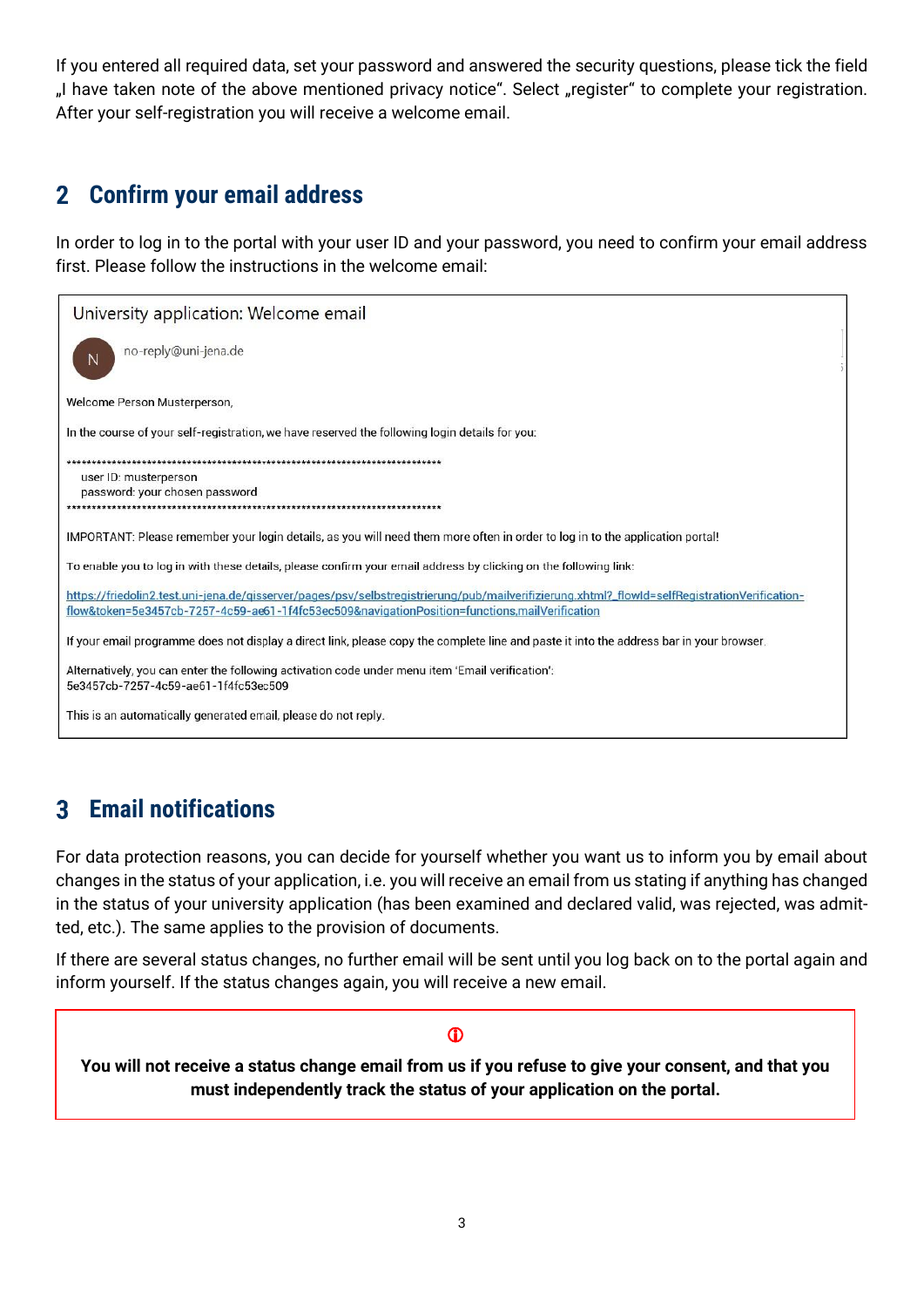If you entered all required data, set your password and answered the security questions, please tick the field „I have taken note of the above mentioned privacy notice". Select „register" to complete your registration. After your self-registration you will receive a welcome email.

## 2 Confirm your email address

In order to log in to the portal with your user ID and your password, you need to confirm your email address first. Please follow the instructions in the welcome email:

> University application: Welcome email
>
> N no-reply@uni-jena.de
>
> Welcome Person Musterperson,
>
> In the course of your self-registration, we have reserved the following login details for you:
>
> ************************************************************************
> user ID: musterperson
> password: your chosen password
> ************************************************************************
>
> IMPORTANT: Please remember your login details, as you will need them more often in order to log in to the application portal!
>
> To enable you to log in with these details, please confirm your email address by clicking on the following link:
>
> https://friedolin2.test.uni-jena.de/qisserver/pages/psv/selbstregistrierung/pub/mailverifizierung.xhtml?_flowId=selfRegistrationVerification-flow&token=5e3457cb-7257-4c59-ae61-1f4fc53ec509&navigationPosition=functions,mailVerification
>
> If your email programme does not display a direct link, please copy the complete line and paste it into the address bar in your browser.
>
> Alternatively, you can enter the following activation code under menu item 'Email verification':
> 5e3457cb-7257-4c59-ae61-1f4fc53ec509
>
> This is an automatically generated email, please do not reply.

## 3 Email notifications

For data protection reasons, you can decide for yourself whether you want us to inform you by email about changes in the status of your application, i.e. you will receive an email from us stating if anything has changed in the status of your university application (has been examined and declared valid, was rejected, was admitted, etc.). The same applies to the provision of documents.

If there are several status changes, no further email will be sent until you log back on to the portal again and inform yourself. If the status changes again, you will receive a new email.

> ⓘ
>
> **You will not receive a status change email from us if you refuse to give your consent, and that you must independently track the status of your application on the portal.**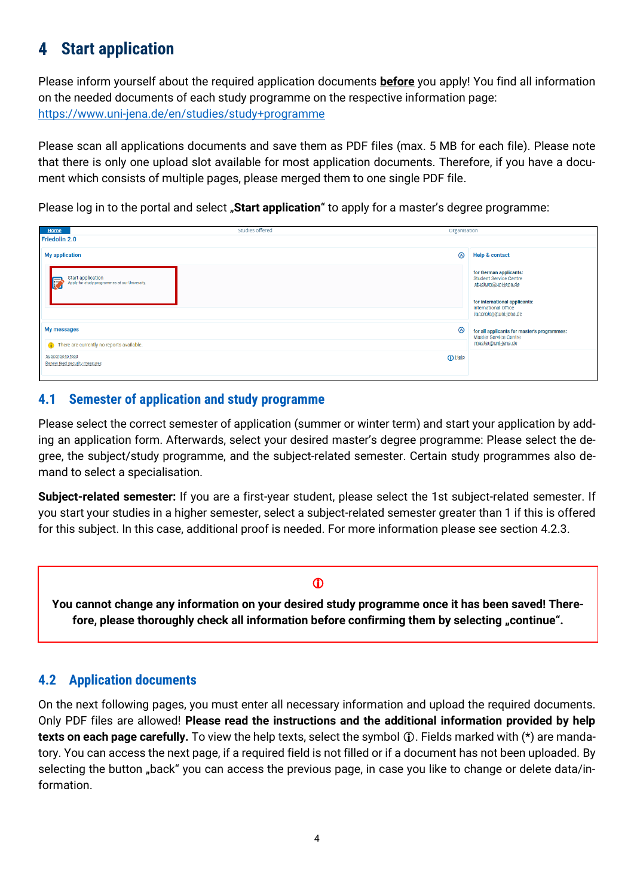# 4 Start application

Please inform yourself about the required application documents **before** you apply! You find all information on the needed documents of each study programme on the respective information page: https://www.uni-jena.de/en/studies/study+programme

Please scan all applications documents and save them as PDF files (max. 5 MB for each file). Please note that there is only one upload slot available for most application documents. Therefore, if you have a document which consists of multiple pages, please merged them to one single PDF file.

Please log in to the portal and select „**Start application**" to apply for a master's degree programme:

## 4.1 Semester of application and study programme

Please select the correct semester of application (summer or winter term) and start your application by adding an application form. Afterwards, select your desired master's degree programme: Please select the degree, the subject/study programme, and the subject-related semester. Certain study programmes also demand to select a specialisation.

**Subject-related semester:** If you are a first-year student, please select the 1st subject-related semester. If you start your studies in a higher semester, select a subject-related semester greater than 1 if this is offered for this subject. In this case, additional proof is needed. For more information please see section 4.2.3.

> ⓘ
>
> **You cannot change any information on your desired study programme once it has been saved! Therefore, please thoroughly check all information before confirming them by selecting „continue".**

## 4.2 Application documents

On the next following pages, you must enter all necessary information and upload the required documents. Only PDF files are allowed! **Please read the instructions and the additional information provided by help texts on each page carefully.** To view the help texts, select the symbol ⓘ. Fields marked with (*) are mandatory. You can access the next page, if a required field is not filled or if a document has not been uploaded. By selecting the button „back" you can access the previous page, in case you like to change or delete data/information.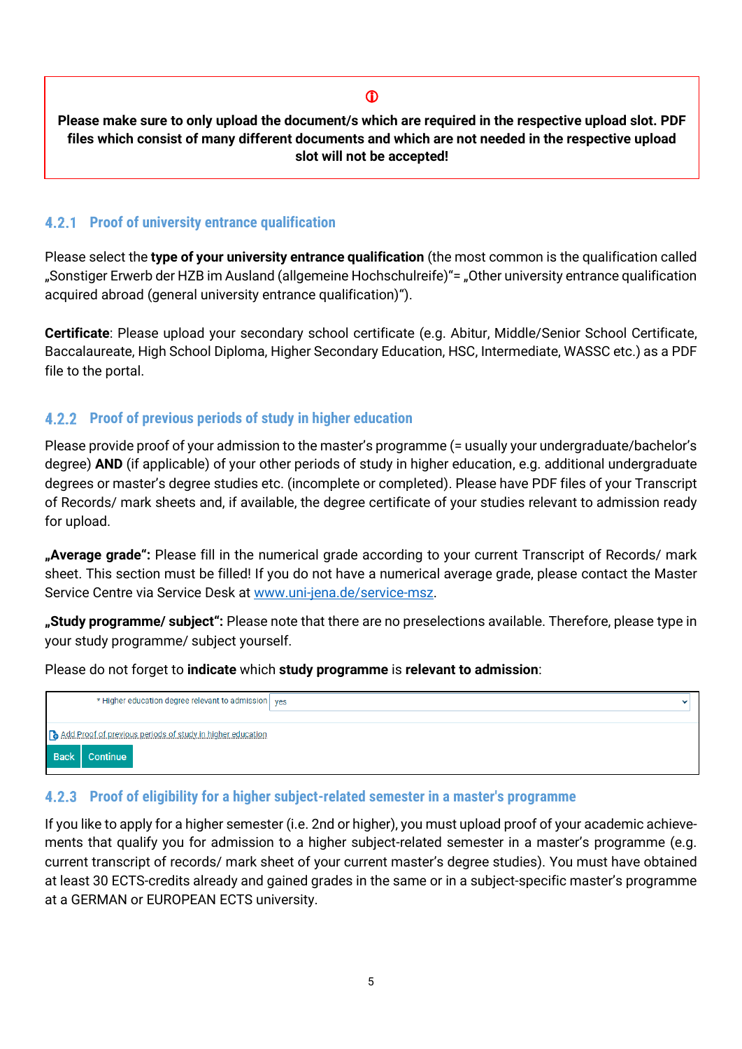> ⓘ
>
> **Please make sure to only upload the document/s which are required in the respective upload slot. PDF files which consist of many different documents and which are not needed in the respective upload slot will not be accepted!**

### 4.2.1 Proof of university entrance qualification

Please select the **type of your university entrance qualification** (the most common is the qualification called „Sonstiger Erwerb der HZB im Ausland (allgemeine Hochschulreife)"= „Other university entrance qualification acquired abroad (general university entrance qualification)").

**Certificate**: Please upload your secondary school certificate (e.g. Abitur, Middle/Senior School Certificate, Baccalaureate, High School Diploma, Higher Secondary Education, HSC, Intermediate, WASSC etc.) as a PDF file to the portal.

### 4.2.2 Proof of previous periods of study in higher education

Please provide proof of your admission to the master's programme (= usually your undergraduate/bachelor's degree) **AND** (if applicable) of your other periods of study in higher education, e.g. additional undergraduate degrees or master's degree studies etc. (incomplete or completed). Please have PDF files of your Transcript of Records/ mark sheets and, if available, the degree certificate of your studies relevant to admission ready for upload.

**„Average grade":** Please fill in the numerical grade according to your current Transcript of Records/ mark sheet. This section must be filled! If you do not have a numerical average grade, please contact the Master Service Centre via Service Desk at [www.uni-jena.de/service-msz](http://www.uni-jena.de/service-msz).

**„Study programme/ subject":** Please note that there are no preselections available. Therefore, please type in your study programme/ subject yourself.

Please do not forget to **indicate** which **study programme** is **relevant to admission**:

| * Higher education degree relevant to admission | yes |
|---|---|

Add Proof of previous periods of study in higher education

Back | Continue

### 4.2.3 Proof of eligibility for a higher subject-related semester in a master's programme

If you like to apply for a higher semester (i.e. 2nd or higher), you must upload proof of your academic achievements that qualify you for admission to a higher subject-related semester in a master's programme (e.g. current transcript of records/ mark sheet of your current master's degree studies). You must have obtained at least 30 ECTS-credits already and gained grades in the same or in a subject-specific master's programme at a GERMAN or EUROPEAN ECTS university.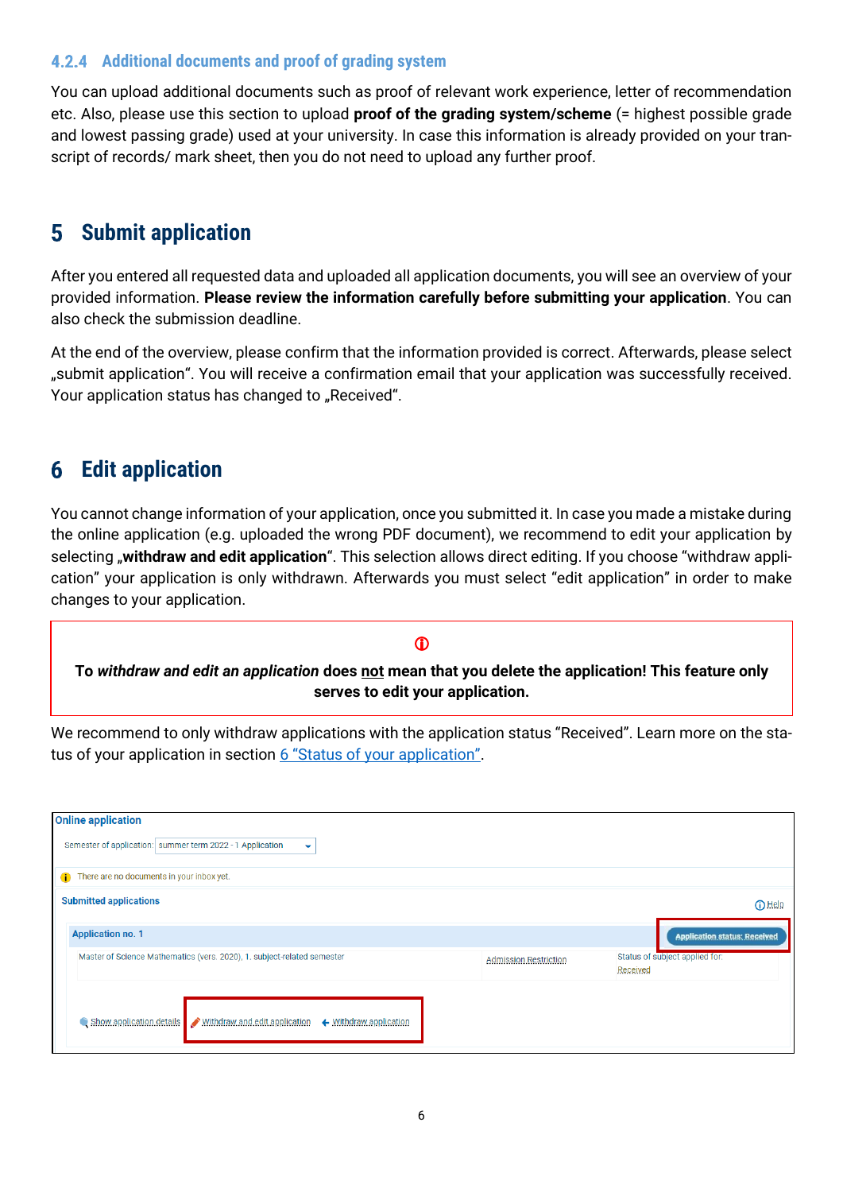#### 4.2.4 Additional documents and proof of grading system

You can upload additional documents such as proof of relevant work experience, letter of recommendation etc. Also, please use this section to upload **proof of the grading system/scheme** (= highest possible grade and lowest passing grade) used at your university. In case this information is already provided on your transcript of records/ mark sheet, then you do not need to upload any further proof.

# 5 Submit application

After you entered all requested data and uploaded all application documents, you will see an overview of your provided information. **Please review the information carefully before submitting your application**. You can also check the submission deadline.

At the end of the overview, please confirm that the information provided is correct. Afterwards, please select „submit application“. You will receive a confirmation email that your application was successfully received. Your application status has changed to „Received“.

# 6 Edit application

You cannot change information of your application, once you submitted it. In case you made a mistake during the online application (e.g. uploaded the wrong PDF document), we recommend to edit your application by selecting „**withdraw and edit application**“. This selection allows direct editing. If you choose “withdraw application” your application is only withdrawn. Afterwards you must select “edit application” in order to make changes to your application.

**To *withdraw and edit an application* does not mean that you delete the application! This feature only serves to edit your application.**

We recommend to only withdraw applications with the application status “Received”. Learn more on the status of your application in section 6 “Status of your application”.

Online application

Semester of application: summer term 2022 - 1 Application

There are no documents in your inbox yet.

Submitted applications

Help

Application no. 1

Application status: Received

Master of Science Mathematics (vers. 2020), 1. subject-related semester

Admission Restriction

Status of subject applied for: Received

Show application details

Withdraw and edit application

Withdraw application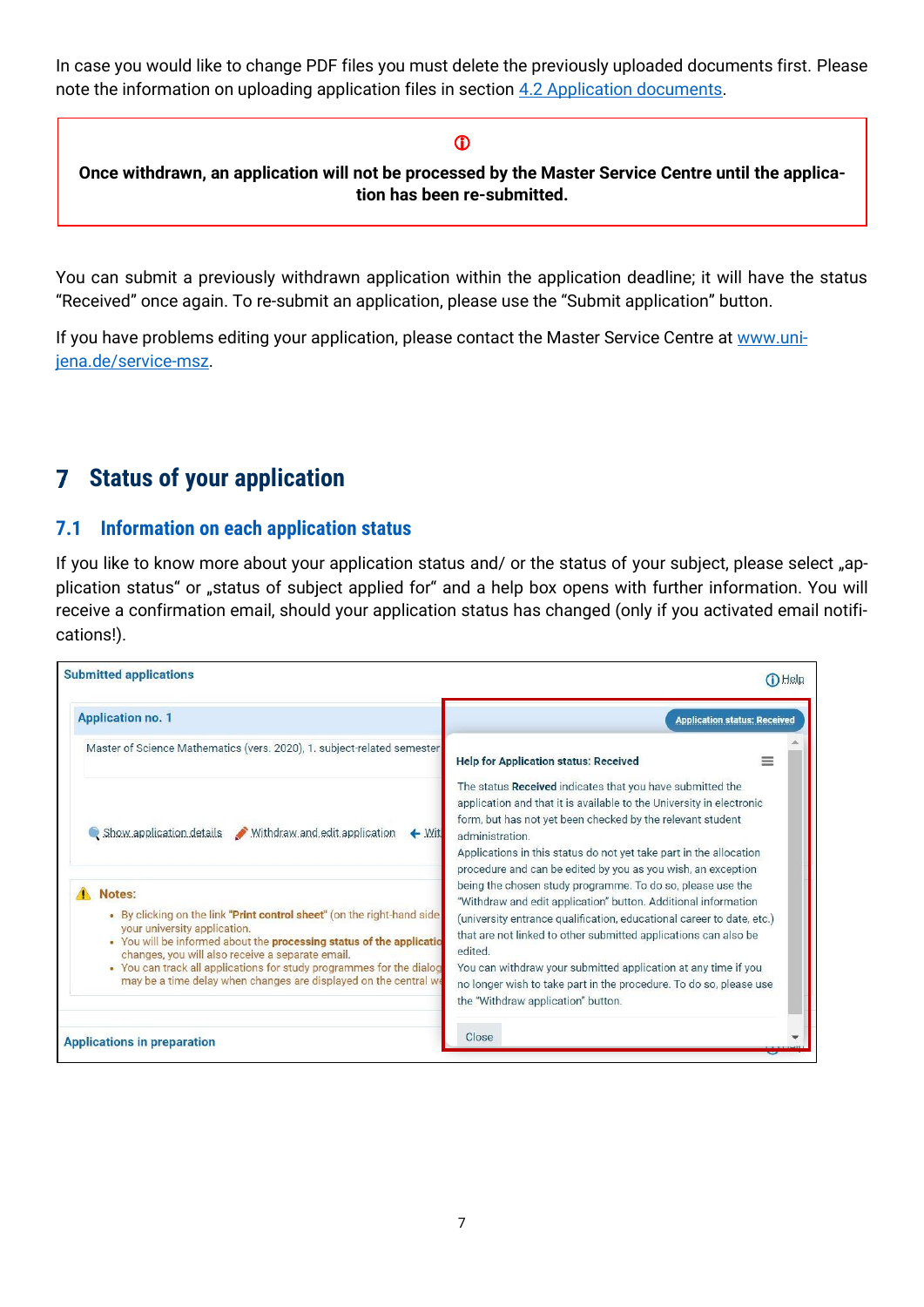In case you would like to change PDF files you must delete the previously uploaded documents first. Please note the information on uploading application files in section [4.2 Application documents](#).

> ⓘ
>
> **Once withdrawn, an application will not be processed by the Master Service Centre until the application has been re-submitted.**

You can submit a previously withdrawn application within the application deadline; it will have the status "Received" once again. To re-submit an application, please use the "Submit application" button.

If you have problems editing your application, please contact the Master Service Centre at [www.uni-jena.de/service-msz](www.uni-jena.de/service-msz).

# 7 Status of your application

## 7.1 Information on each application status

If you like to know more about your application status and/ or the status of your subject, please select „application status" or „status of subject applied for" and a help box opens with further information. You will receive a confirmation email, should your application status has changed (only if you activated email notifications!).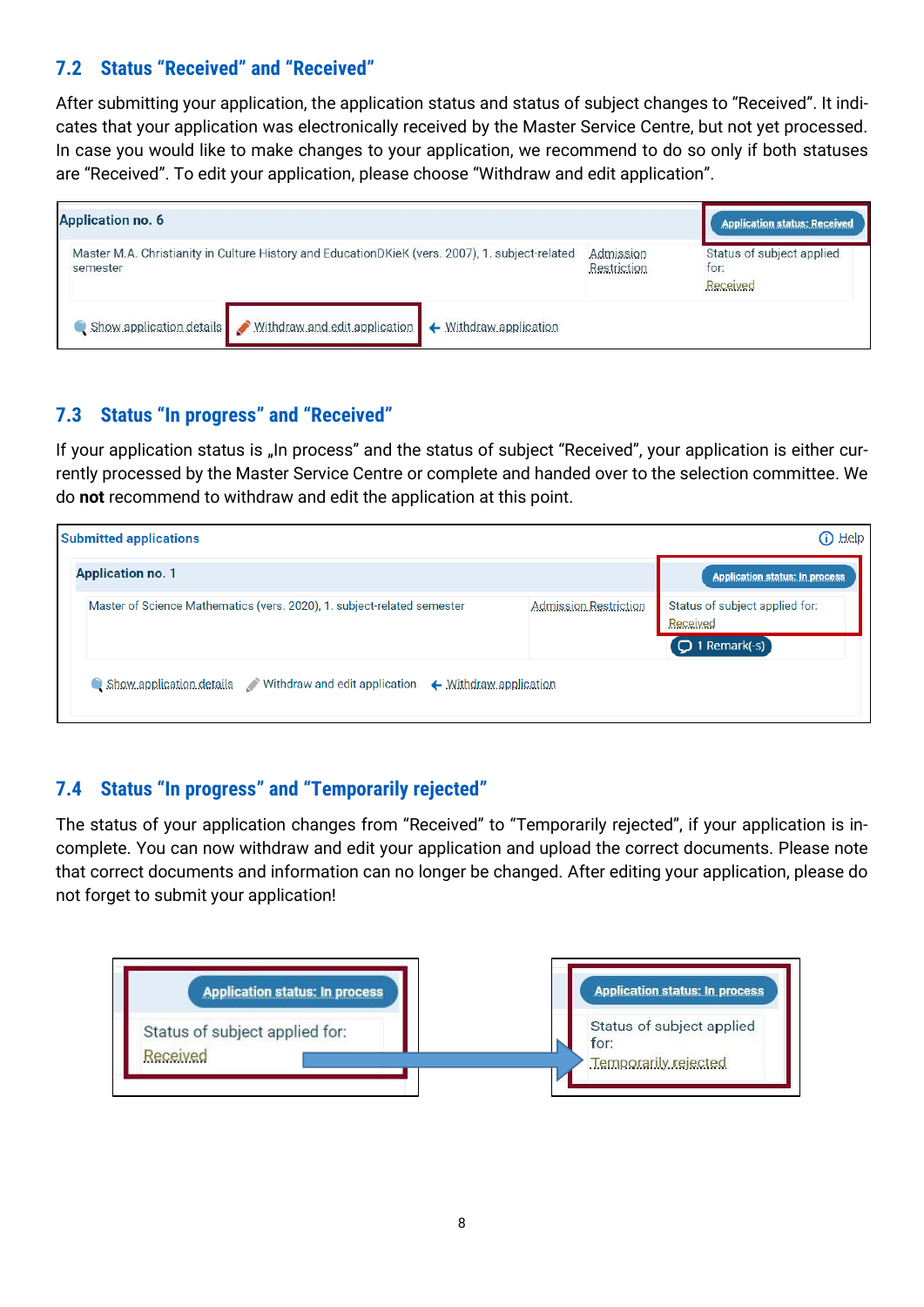## 7.2 Status “Received” and “Received”

After submitting your application, the application status and status of subject changes to “Received”. It indicates that your application was electronically received by the Master Service Centre, but not yet processed. In case you would like to make changes to your application, we recommend to do so only if both statuses are “Received”. To edit your application, please choose “Withdraw and edit application”.

## 7.3 Status “In progress” and “Received”

If your application status is „In process” and the status of subject “Received”, your application is either currently processed by the Master Service Centre or complete and handed over to the selection committee. We do **not** recommend to withdraw and edit the application at this point.

## 7.4 Status “In progress” and “Temporarily rejected”

The status of your application changes from “Received” to “Temporarily rejected”, if your application is incomplete. You can now withdraw and edit your application and upload the correct documents. Please note that correct documents and information can no longer be changed. After editing your application, please do not forget to submit your application!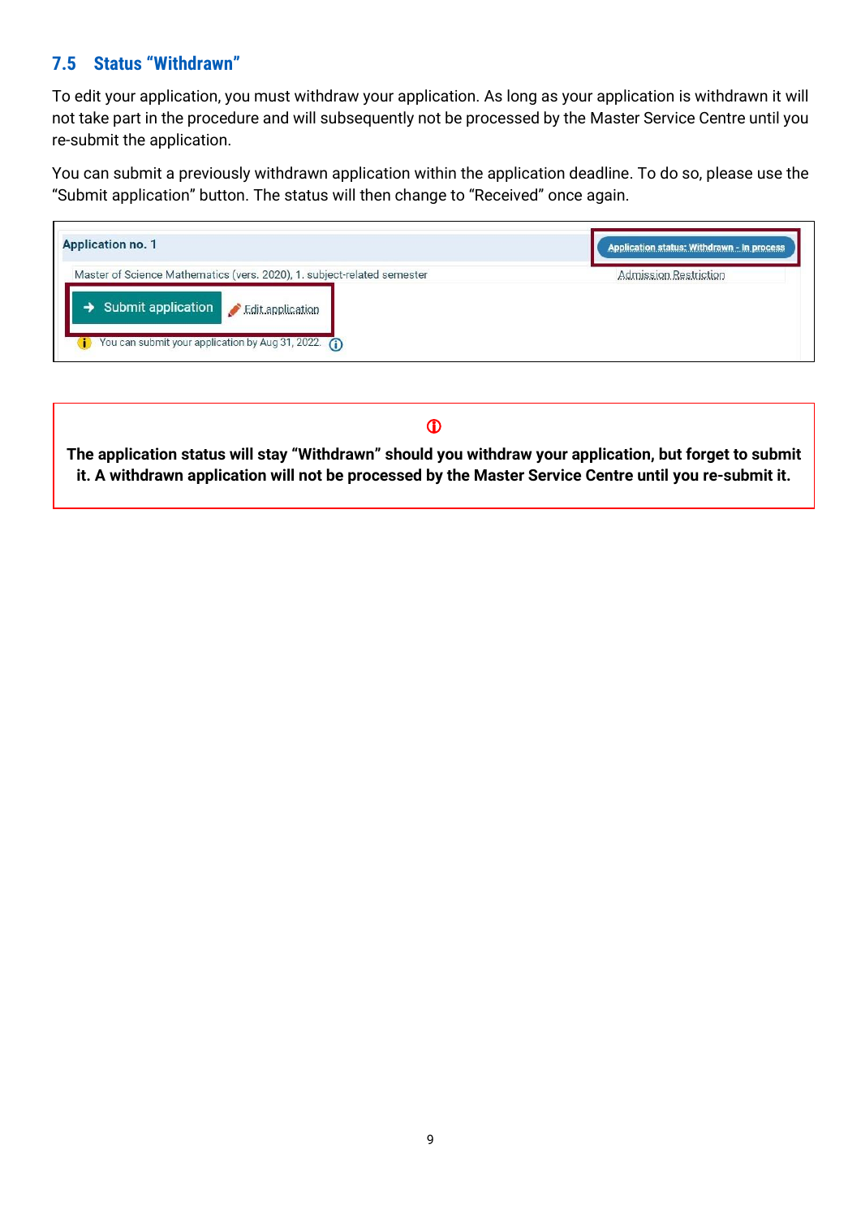## 7.5 Status "Withdrawn"

To edit your application, you must withdraw your application. As long as your application is withdrawn it will not take part in the procedure and will subsequently not be processed by the Master Service Centre until you re-submit the application.

You can submit a previously withdrawn application within the application deadline. To do so, please use the "Submit application" button. The status will then change to "Received" once again.

Application no. 1

Application status: Withdrawn - In process

Master of Science Mathematics (vers. 2020), 1. subject-related semester

Admission Restriction

Submit application

Edit application

You can submit your application by Aug 31, 2022.

**The application status will stay "Withdrawn" should you withdraw your application, but forget to submit it. A withdrawn application will not be processed by the Master Service Centre until you re-submit it.**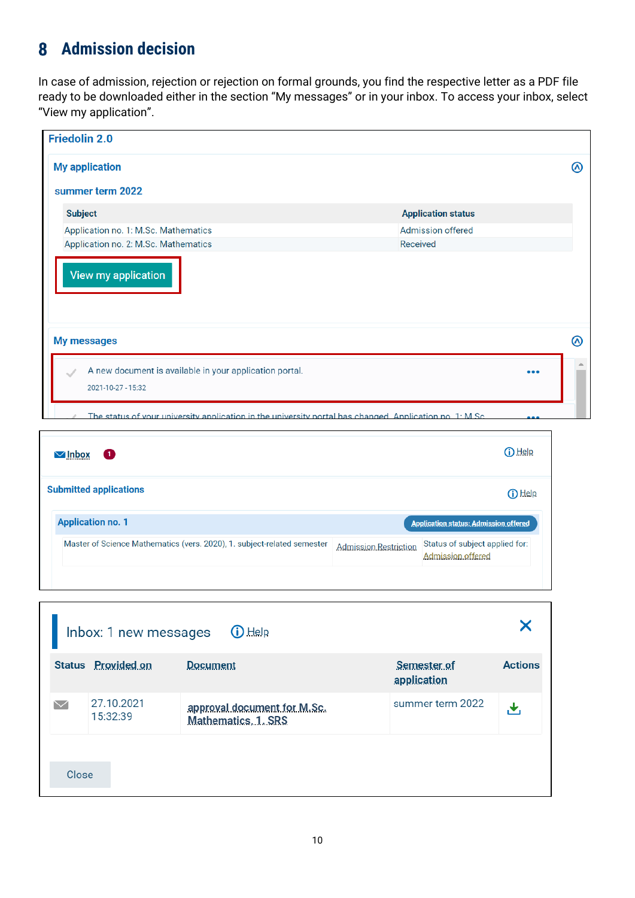## 8 Admission decision

In case of admission, rejection or rejection on formal grounds, you find the respective letter as a PDF file ready to be downloaded either in the section "My messages" or in your inbox. To access your inbox, select "View my application".

**Friedolin 2.0**

**My application**

**summer term 2022**

| Subject | Application status |
|---|---|
| Application no. 1: M.Sc. Mathematics | Admission offered |
| Application no. 2: M.Sc. Mathematics | Received |

View my application

**My messages**

A new document is available in your application portal.
2021-10-27 - 15:32

The status of your university application in the university portal has changed. Application no. 1: M.Sc.

Inbox 1 — Help

**Submitted applications** — Help

**Application no. 1** — Application status: Admission offered

| Master of Science Mathematics (vers. 2020), 1. subject-related semester | Admission Restriction | Status of subject applied for: Admission offered |
|---|---|---|

Inbox: 1 new messages — Help

| Status | Provided on | Document | Semester of application | Actions |
|---|---|---|---|---|
| | 27.10.2021 15:32:39 | approval document for M.Sc. Mathematics, 1. SRS | summer term 2022 | |

Close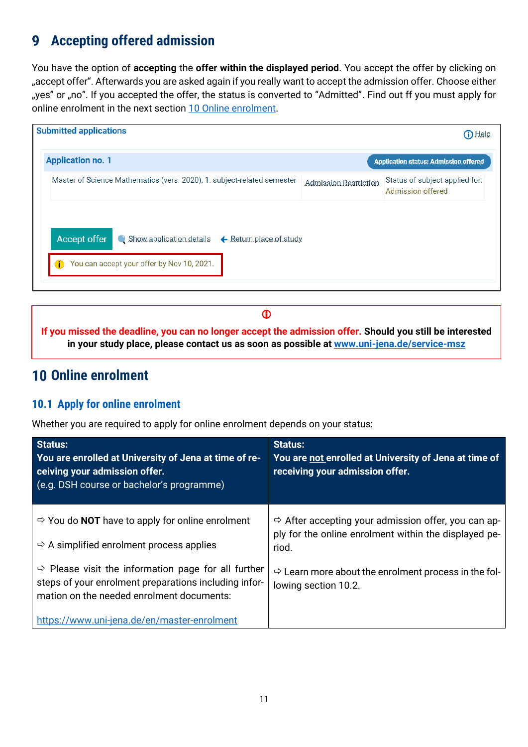# 9 Accepting offered admission

You have the option of **accepting** the **offer within the displayed period**. You accept the offer by clicking on „accept offer". Afterwards you are asked again if you really want to accept the admission offer. Choose either „yes" or „no". If you accepted the offer, the status is converted to "Admitted". Find out ff you must apply for online enrolment in the next section [10 Online enrolment](#).

**Submitted applications** ⓘ Help

**Application no. 1** — Application status: Admission offered

| Master of Science Mathematics (vers. 2020), 1. subject-related semester | Admission Restriction | Status of subject applied for: Admission offered |
|---|---|---|

Accept offer | Show application details | Return place of study

You can accept your offer by Nov 10, 2021.

**If you missed the deadline, you can no longer accept the admission offer. Should you still be interested in your study place, please contact us as soon as possible at [www.uni-jena.de/service-msz](http://www.uni-jena.de/service-msz)**

# 10 Online enrolment

## 10.1 Apply for online enrolment

Whether you are required to apply for online enrolment depends on your status:

| **Status:**<br>**You are enrolled at University of Jena at time of receiving your admission offer.**<br>(e.g. DSH course or bachelor's programme) | **Status:**<br>**You are not enrolled at University of Jena at time of receiving your admission offer.** |
|---|---|
| ⇨ You do **NOT** have to apply for online enrolment<br><br>⇨ A simplified enrolment process applies<br><br>⇨ Please visit the information page for all further steps of your enrolment preparations including information on the needed enrolment documents:<br><br>[https://www.uni-jena.de/en/master-enrolment](https://www.uni-jena.de/en/master-enrolment) | ⇨ After accepting your admission offer, you can apply for the online enrolment within the displayed period.<br><br>⇨ Learn more about the enrolment process in the following section 10.2. |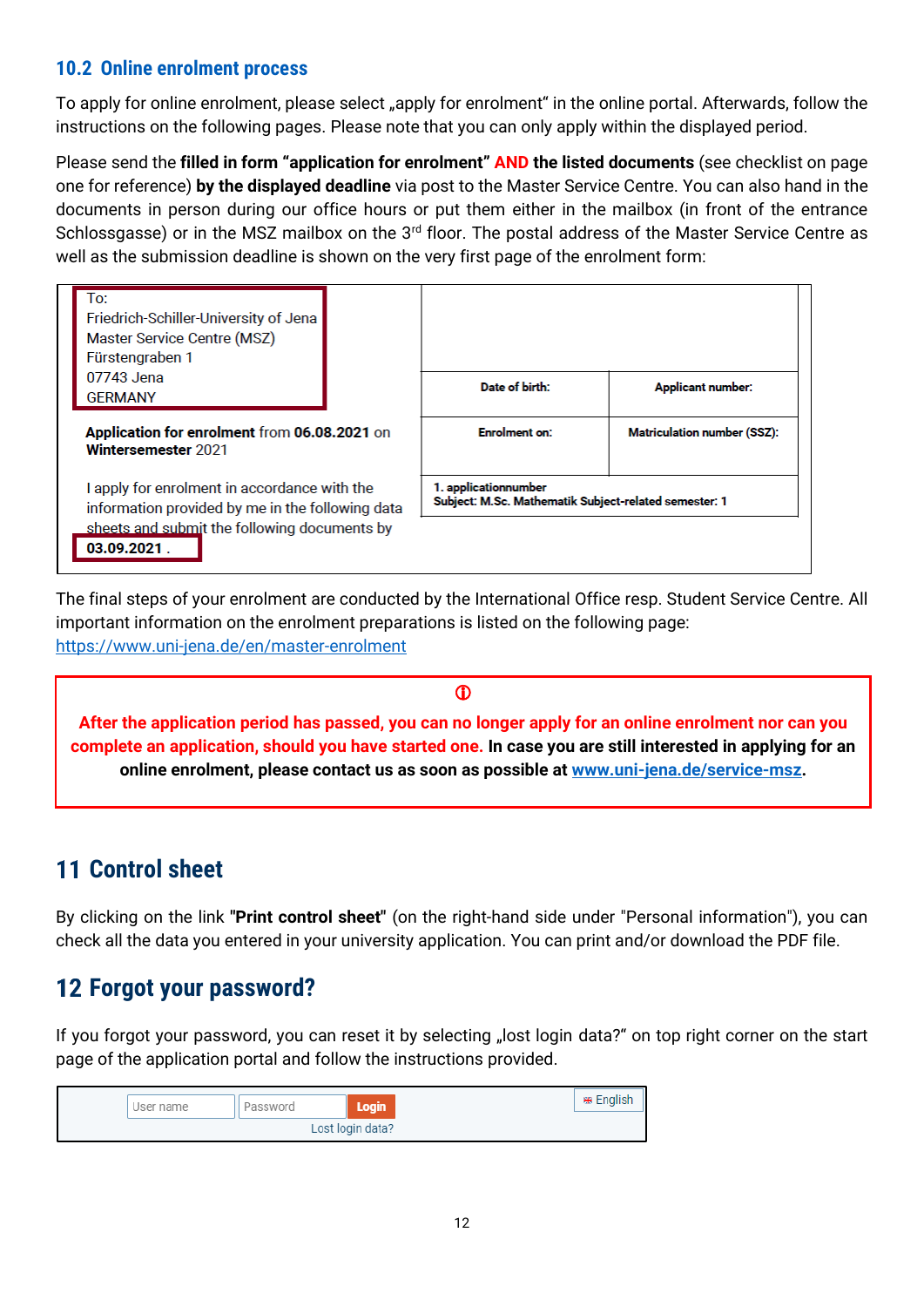## 10.2 Online enrolment process

To apply for online enrolment, please select „apply for enrolment“ in the online portal. Afterwards, follow the instructions on the following pages. Please note that you can only apply within the displayed period.

Please send the **filled in form “application for enrolment” AND the listed documents** (see checklist on page one for reference) **by the displayed deadline** via post to the Master Service Centre. You can also hand in the documents in person during our office hours or put them either in the mailbox (in front of the entrance Schlossgasse) or in the MSZ mailbox on the 3rd floor. The postal address of the Master Service Centre as well as the submission deadline is shown on the very first page of the enrolment form:

| To: Friedrich-Schiller-University of Jena Master Service Centre (MSZ) Fürstengraben 1 07743 Jena GERMANY | | |
|---|---|---|
| | **Date of birth:** | **Applicant number:** |
| **Application for enrolment** from **06.08.2021** on **Wintersemester** 2021 | **Enrolment on:** | **Matriculation number (SSZ):** |
| I apply for enrolment in accordance with the information provided by me in the following data sheets and submit the following documents by **03.09.2021** . | **1. applicationnumber** **Subject: M.Sc. Mathematik Subject-related semester: 1** | |

The final steps of your enrolment are conducted by the International Office resp. Student Service Centre. All important information on the enrolment preparations is listed on the following page: https://www.uni-jena.de/en/master-enrolment

> **After the application period has passed, you can no longer apply for an online enrolment nor can you complete an application, should you have started one. In case you are still interested in applying for an online enrolment, please contact us as soon as possible at www.uni-jena.de/service-msz.**

# 11 Control sheet

By clicking on the link "**Print control sheet**" (on the right-hand side under "Personal information"), you can check all the data you entered in your university application. You can print and/or download the PDF file.

# 12 Forgot your password?

If you forgot your password, you can reset it by selecting „lost login data?“ on top right corner on the start page of the application portal and follow the instructions provided.

User name | Password | Login | English

Lost login data?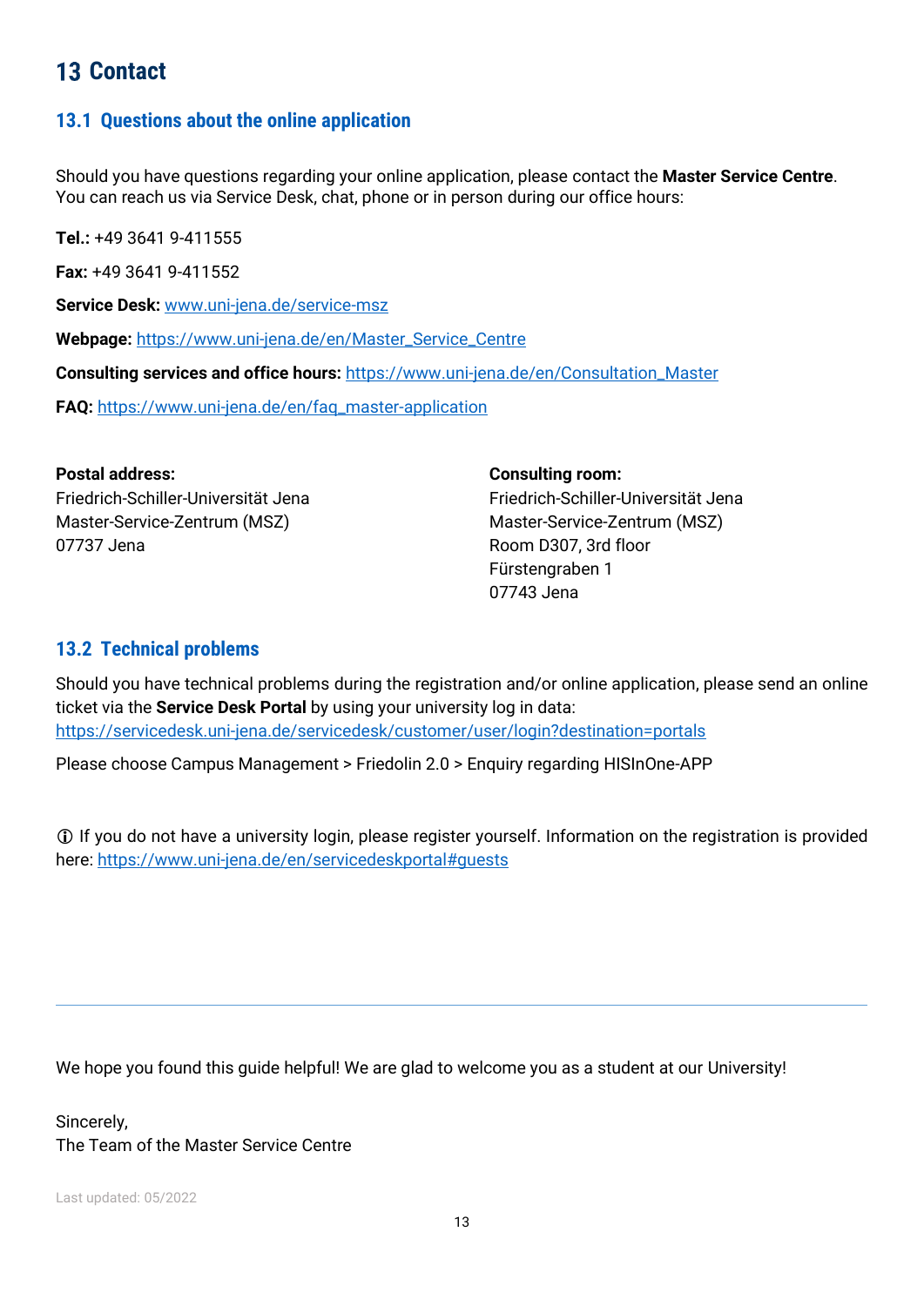# 13 Contact

## 13.1 Questions about the online application

Should you have questions regarding your online application, please contact the **Master Service Centre**. You can reach us via Service Desk, chat, phone or in person during our office hours:

**Tel.:** +49 3641 9-411555

**Fax:** +49 3641 9-411552

**Service Desk:** www.uni-jena.de/service-msz

**Webpage:** https://www.uni-jena.de/en/Master_Service_Centre

**Consulting services and office hours:** https://www.uni-jena.de/en/Consultation_Master

**FAQ:** https://www.uni-jena.de/en/faq_master-application

**Postal address:**
Friedrich-Schiller-Universität Jena
Master-Service-Zentrum (MSZ)
07737 Jena

**Consulting room:**
Friedrich-Schiller-Universität Jena
Master-Service-Zentrum (MSZ)
Room D307, 3rd floor
Fürstengraben 1
07743 Jena

## 13.2 Technical problems

Should you have technical problems during the registration and/or online application, please send an online ticket via the **Service Desk Portal** by using your university log in data:
https://servicedesk.uni-jena.de/servicedesk/customer/user/login?destination=portals

Please choose Campus Management > Friedolin 2.0 > Enquiry regarding HISInOne-APP

ⓘ If you do not have a university login, please register yourself. Information on the registration is provided here: https://www.uni-jena.de/en/servicedeskportal#guests

---

We hope you found this guide helpful! We are glad to welcome you as a student at our University!

Sincerely,
The Team of the Master Service Centre

Last updated: 05/2022